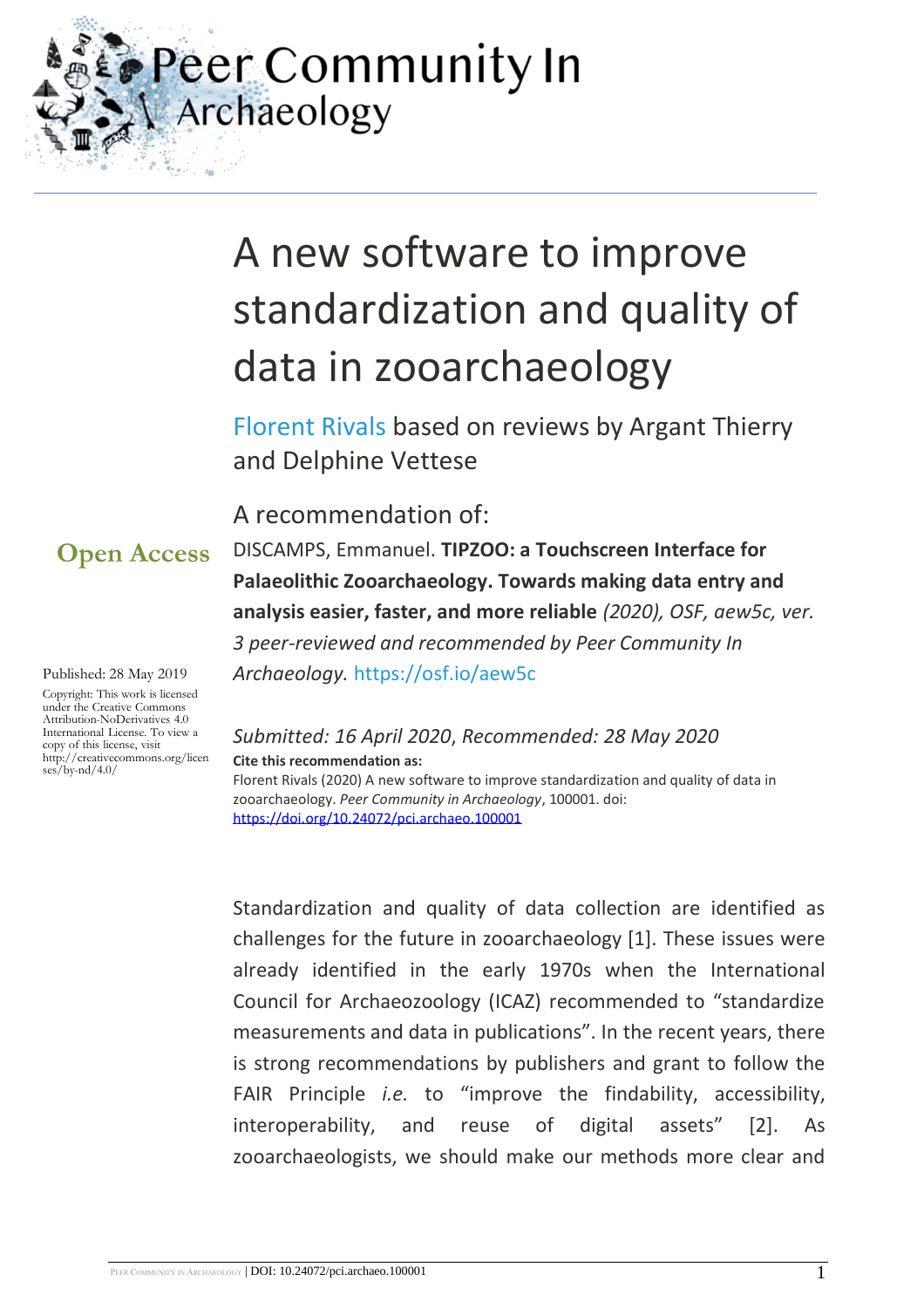Peer Community In Archaeology

# A new software to improve standardization and quality of data in zooarchaeology

Florent Rivals based on reviews by Argant Thierry and Delphine Vettese

A recommendation of:

DISCAMPS, Emmanuel. **TIPZOO: a Touchscreen Interface for Palaeolithic Zooarchaeology. Towards making data entry and analysis easier, faster, and more reliable** *(2020), OSF, aew5c, ver. 3 peer-reviewed and recommended by Peer Community In Archaeology.* https://osf.io/aew5c

**Open Access**

Published: 28 May 2019

Copyright: This work is licensed under the Creative Commons Attribution-NoDerivatives 4.0 International License. To view a copy of this license, visit http://creativecommons.org/licenses/by-nd/4.0/

*Submitted: 16 April 2020, Recommended: 28 May 2020*

**Cite this recommendation as:**

Florent Rivals (2020) A new software to improve standardization and quality of data in zooarchaeology. *Peer Community in Archaeology*, 100001. doi: https://doi.org/10.24072/pci.archaeo.100001

Standardization and quality of data collection are identified as challenges for the future in zooarchaeology [1]. These issues were already identified in the early 1970s when the International Council for Archaeozoology (ICAZ) recommended to "standardize measurements and data in publications". In the recent years, there is strong recommendations by publishers and grant to follow the FAIR Principle *i.e.* to "improve the findability, accessibility, interoperability, and reuse of digital assets" [2]. As zooarchaeologists, we should make our methods more clear and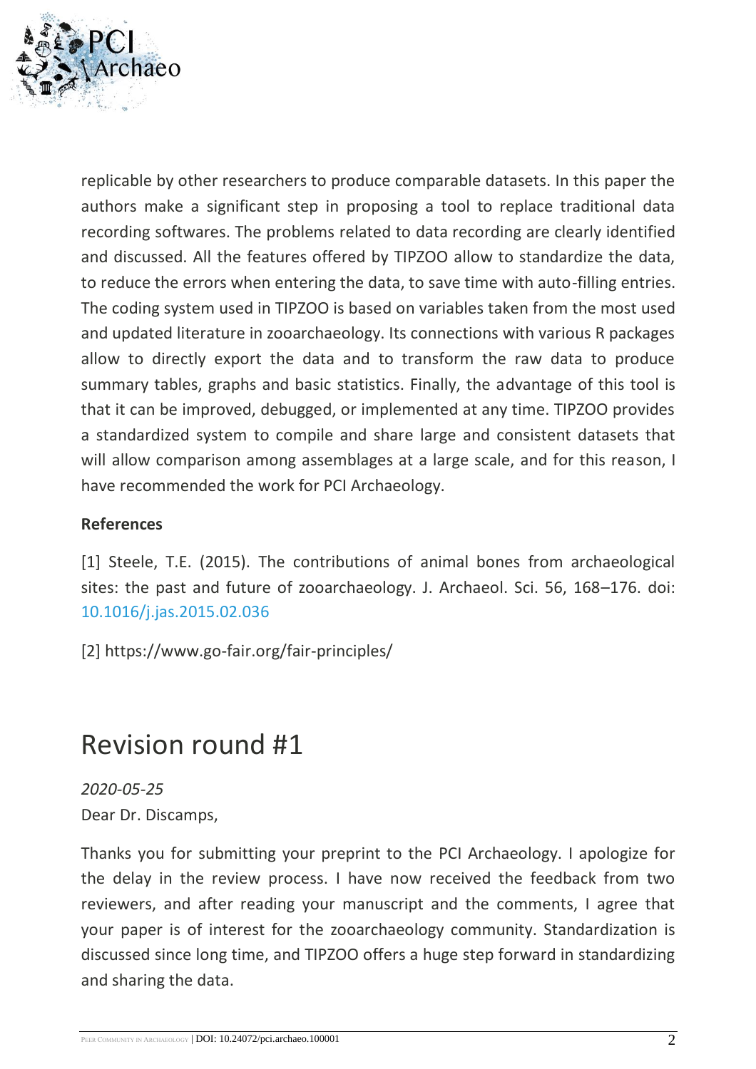replicable by other researchers to produce comparable datasets. In this paper the authors make a significant step in proposing a tool to replace traditional data recording softwares. The problems related to data recording are clearly identified and discussed. All the features offered by TIPZOO allow to standardize the data, to reduce the errors when entering the data, to save time with auto-filling entries. The coding system used in TIPZOO is based on variables taken from the most used and updated literature in zooarchaeology. Its connections with various R packages allow to directly export the data and to transform the raw data to produce summary tables, graphs and basic statistics. Finally, the advantage of this tool is that it can be improved, debugged, or implemented at any time. TIPZOO provides a standardized system to compile and share large and consistent datasets that will allow comparison among assemblages at a large scale, and for this reason, I have recommended the work for PCI Archaeology.

**References**

[1] Steele, T.E. (2015). The contributions of animal bones from archaeological sites: the past and future of zooarchaeology. J. Archaeol. Sci. 56, 168–176. doi: 10.1016/j.jas.2015.02.036

[2] https://www.go-fair.org/fair-principles/

# Revision round #1

*2020-05-25*

Dear Dr. Discamps,

Thanks you for submitting your preprint to the PCI Archaeology. I apologize for the delay in the review process. I have now received the feedback from two reviewers, and after reading your manuscript and the comments, I agree that your paper is of interest for the zooarchaeology community. Standardization is discussed since long time, and TIPZOO offers a huge step forward in standardizing and sharing the data.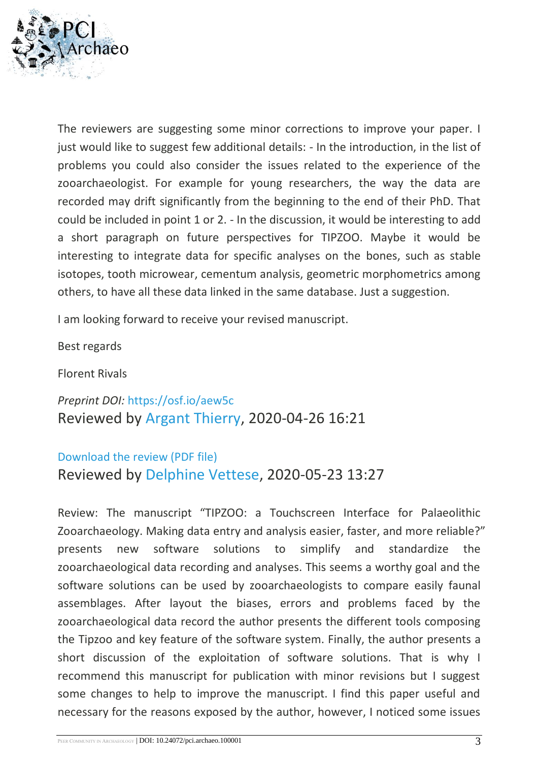The reviewers are suggesting some minor corrections to improve your paper. I just would like to suggest few additional details: - In the introduction, in the list of problems you could also consider the issues related to the experience of the zooarchaeologist. For example for young researchers, the way the data are recorded may drift significantly from the beginning to the end of their PhD. That could be included in point 1 or 2. - In the discussion, it would be interesting to add a short paragraph on future perspectives for TIPZOO. Maybe it would be interesting to integrate data for specific analyses on the bones, such as stable isotopes, tooth microwear, cementum analysis, geometric morphometrics among others, to have all these data linked in the same database. Just a suggestion.

I am looking forward to receive your revised manuscript.

Best regards

Florent Rivals

*Preprint DOI:* https://osf.io/aew5c

## Reviewed by Argant Thierry, 2020-04-26 16:21

Download the review (PDF file)

## Reviewed by Delphine Vettese, 2020-05-23 13:27

Review: The manuscript “TIPZOO: a Touchscreen Interface for Palaeolithic Zooarchaeology. Making data entry and analysis easier, faster, and more reliable?” presents new software solutions to simplify and standardize the zooarchaeological data recording and analyses. This seems a worthy goal and the software solutions can be used by zooarchaeologists to compare easily faunal assemblages. After layout the biases, errors and problems faced by the zooarchaeological data record the author presents the different tools composing the Tipzoo and key feature of the software system. Finally, the author presents a short discussion of the exploitation of software solutions. That is why I recommend this manuscript for publication with minor revisions but I suggest some changes to help to improve the manuscript. I find this paper useful and necessary for the reasons exposed by the author, however, I noticed some issues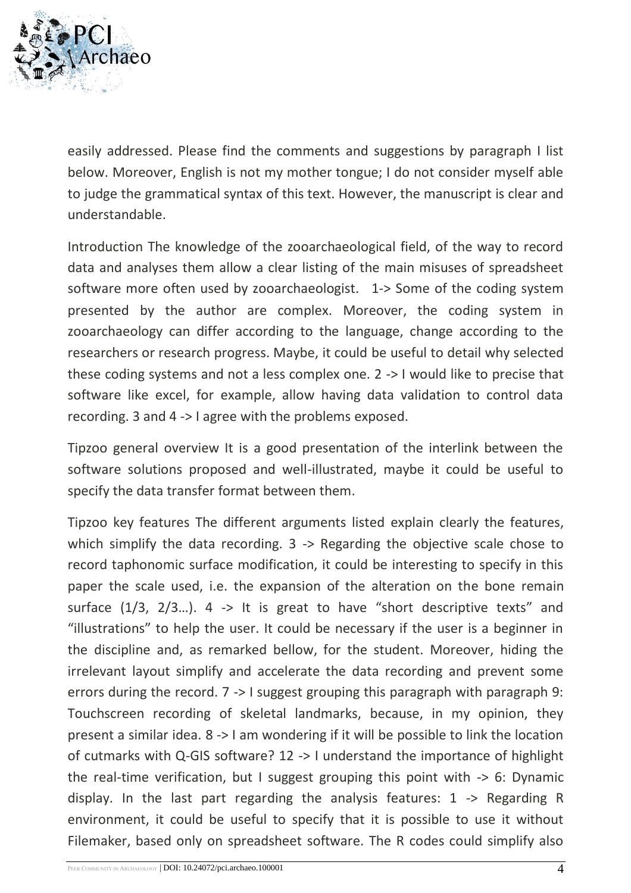easily addressed. Please find the comments and suggestions by paragraph I list below. Moreover, English is not my mother tongue; I do not consider myself able to judge the grammatical syntax of this text. However, the manuscript is clear and understandable.

Introduction The knowledge of the zooarchaeological field, of the way to record data and analyses them allow a clear listing of the main misuses of spreadsheet software more often used by zooarchaeologist. 1-> Some of the coding system presented by the author are complex. Moreover, the coding system in zooarchaeology can differ according to the language, change according to the researchers or research progress. Maybe, it could be useful to detail why selected these coding systems and not a less complex one. 2 -> I would like to precise that software like excel, for example, allow having data validation to control data recording. 3 and 4 -> I agree with the problems exposed.

Tipzoo general overview It is a good presentation of the interlink between the software solutions proposed and well-illustrated, maybe it could be useful to specify the data transfer format between them.

Tipzoo key features The different arguments listed explain clearly the features, which simplify the data recording. 3 -> Regarding the objective scale chose to record taphonomic surface modification, it could be interesting to specify in this paper the scale used, i.e. the expansion of the alteration on the bone remain surface (1/3, 2/3…). 4 -> It is great to have "short descriptive texts" and "illustrations" to help the user. It could be necessary if the user is a beginner in the discipline and, as remarked bellow, for the student. Moreover, hiding the irrelevant layout simplify and accelerate the data recording and prevent some errors during the record. 7 -> I suggest grouping this paragraph with paragraph 9: Touchscreen recording of skeletal landmarks, because, in my opinion, they present a similar idea. 8 -> I am wondering if it will be possible to link the location of cutmarks with Q-GIS software? 12 -> I understand the importance of highlight the real-time verification, but I suggest grouping this point with -> 6: Dynamic display. In the last part regarding the analysis features: 1 -> Regarding R environment, it could be useful to specify that it is possible to use it without Filemaker, based only on spreadsheet software. The R codes could simplify also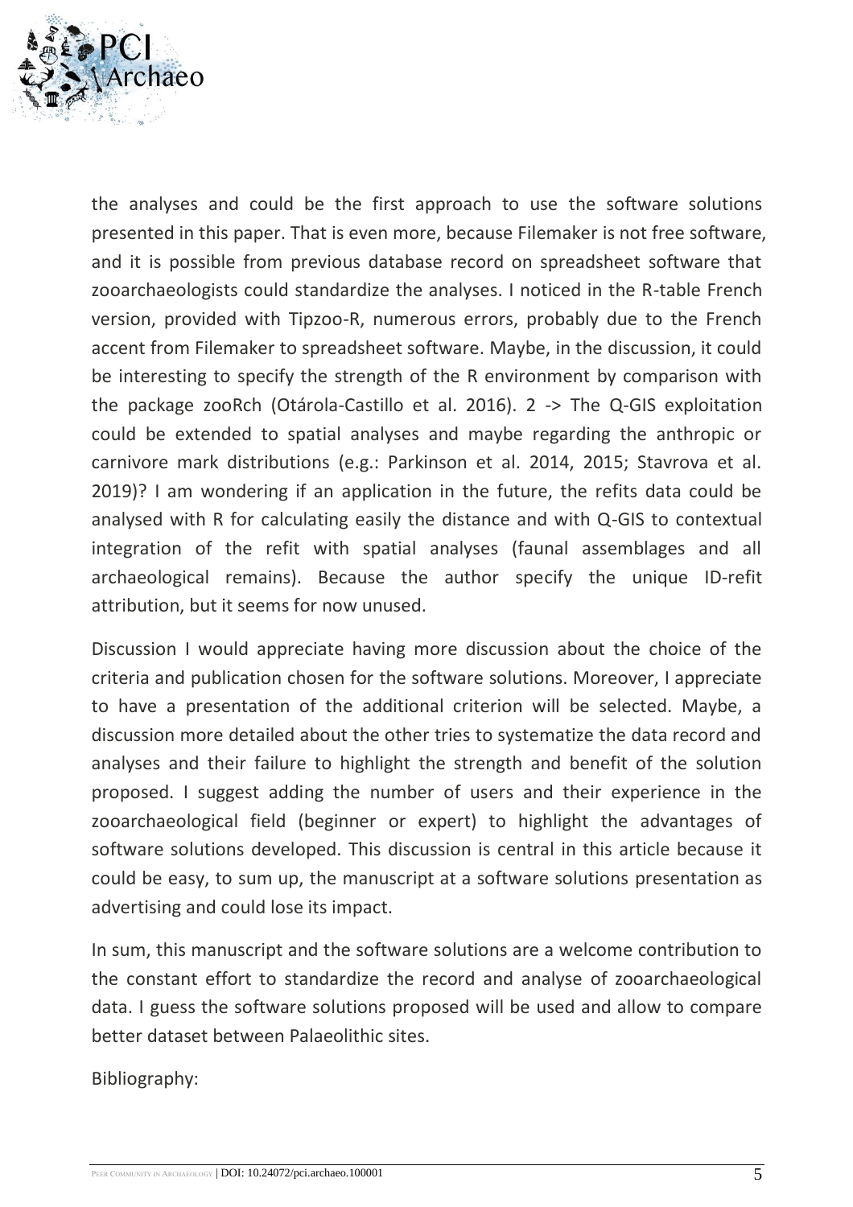the analyses and could be the first approach to use the software solutions presented in this paper. That is even more, because Filemaker is not free software, and it is possible from previous database record on spreadsheet software that zooarchaeologists could standardize the analyses. I noticed in the R-table French version, provided with Tipzoo-R, numerous errors, probably due to the French accent from Filemaker to spreadsheet software. Maybe, in the discussion, it could be interesting to specify the strength of the R environment by comparison with the package zooRch (Otárola-Castillo et al. 2016). 2 -> The Q-GIS exploitation could be extended to spatial analyses and maybe regarding the anthropic or carnivore mark distributions (e.g.: Parkinson et al. 2014, 2015; Stavrova et al. 2019)? I am wondering if an application in the future, the refits data could be analysed with R for calculating easily the distance and with Q-GIS to contextual integration of the refit with spatial analyses (faunal assemblages and all archaeological remains). Because the author specify the unique ID-refit attribution, but it seems for now unused.

Discussion I would appreciate having more discussion about the choice of the criteria and publication chosen for the software solutions. Moreover, I appreciate to have a presentation of the additional criterion will be selected. Maybe, a discussion more detailed about the other tries to systematize the data record and analyses and their failure to highlight the strength and benefit of the solution proposed. I suggest adding the number of users and their experience in the zooarchaeological field (beginner or expert) to highlight the advantages of software solutions developed. This discussion is central in this article because it could be easy, to sum up, the manuscript at a software solutions presentation as advertising and could lose its impact.

In sum, this manuscript and the software solutions are a welcome contribution to the constant effort to standardize the record and analyse of zooarchaeological data. I guess the software solutions proposed will be used and allow to compare better dataset between Palaeolithic sites.

Bibliography: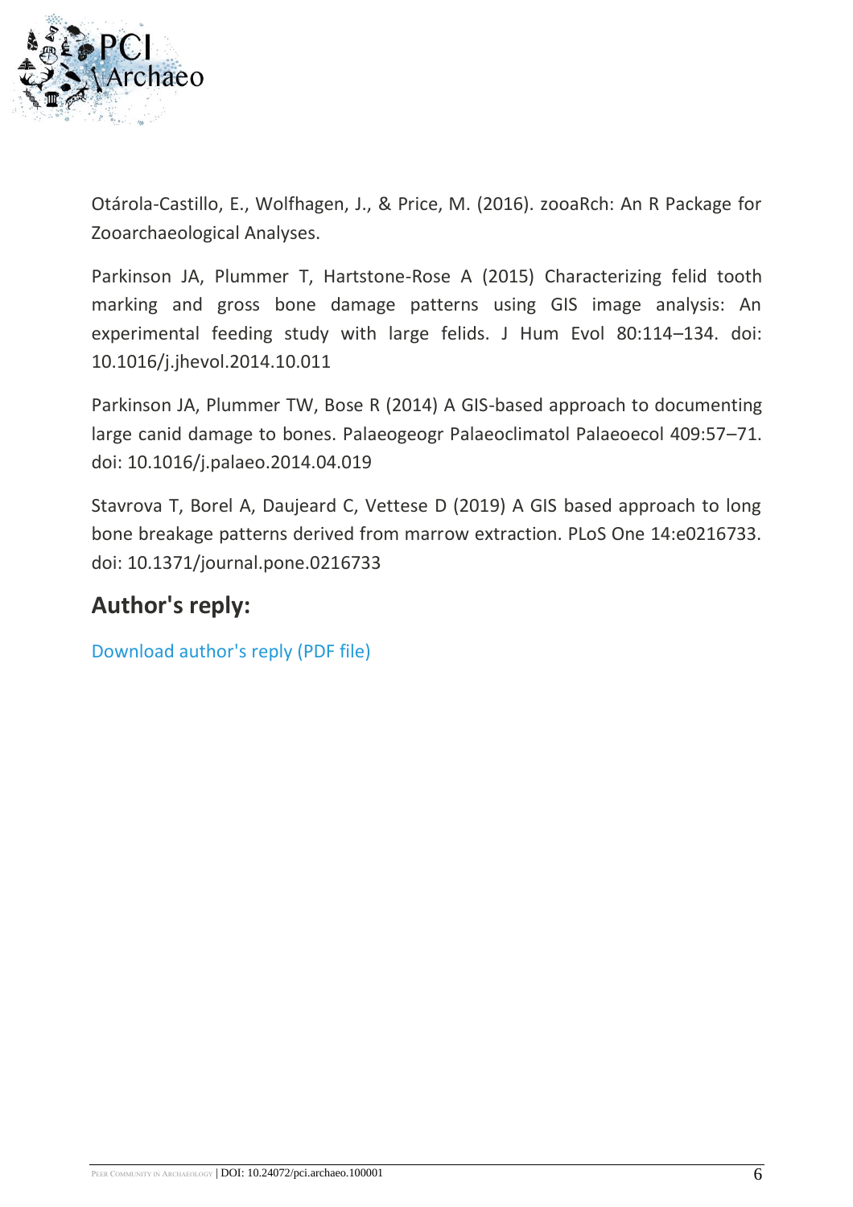Otárola-Castillo, E., Wolfhagen, J., & Price, M. (2016). zooaRch: An R Package for Zooarchaeological Analyses.

Parkinson JA, Plummer T, Hartstone-Rose A (2015) Characterizing felid tooth marking and gross bone damage patterns using GIS image analysis: An experimental feeding study with large felids. J Hum Evol 80:114–134. doi: 10.1016/j.jhevol.2014.10.011

Parkinson JA, Plummer TW, Bose R (2014) A GIS-based approach to documenting large canid damage to bones. Palaeogeogr Palaeoclimatol Palaeoecol 409:57–71. doi: 10.1016/j.palaeo.2014.04.019

Stavrova T, Borel A, Daujeard C, Vettese D (2019) A GIS based approach to long bone breakage patterns derived from marrow extraction. PLoS One 14:e0216733. doi: 10.1371/journal.pone.0216733

## Author's reply:

Download author's reply (PDF file)